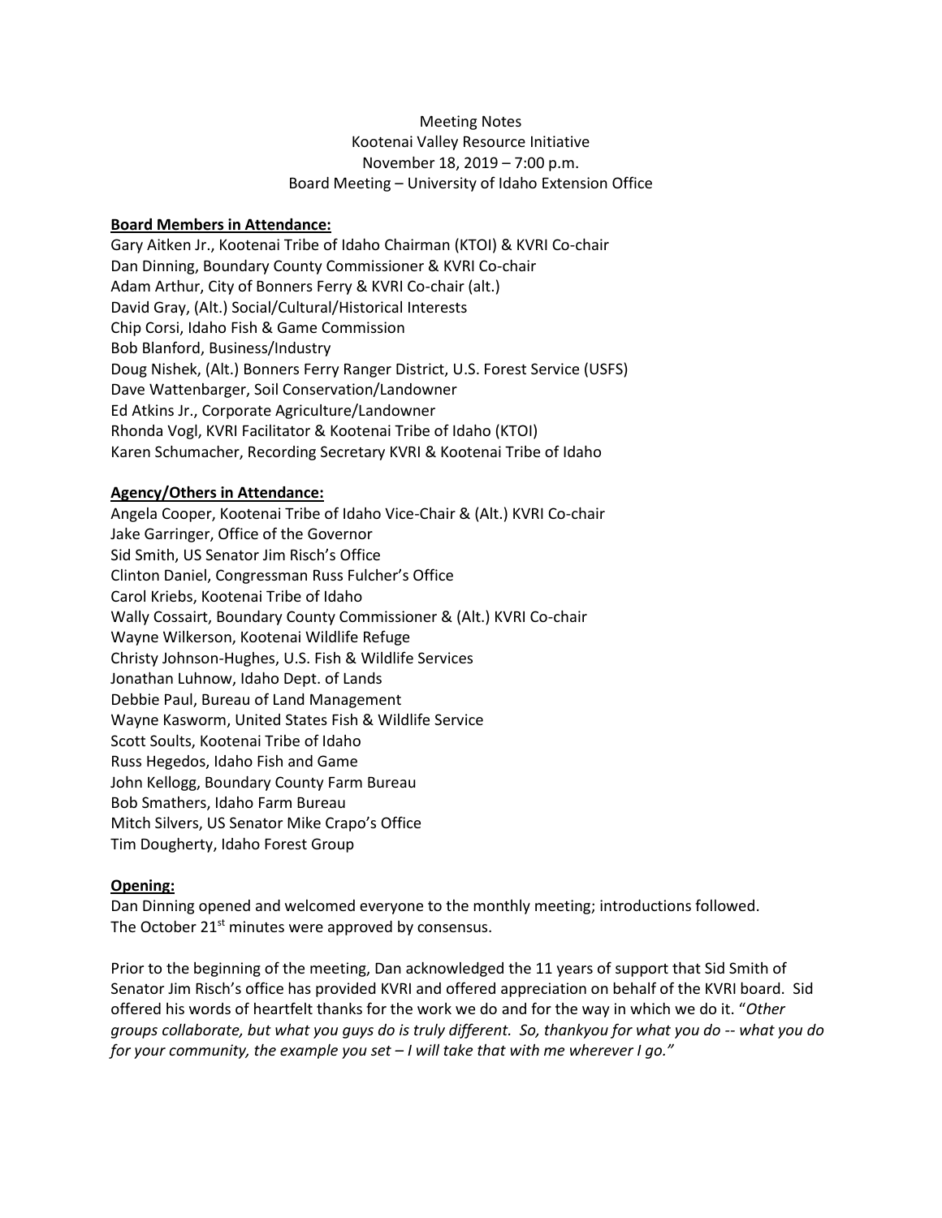Meeting Notes
Kootenai Valley Resource Initiative
November 18, 2019 – 7:00 p.m.
Board Meeting – University of Idaho Extension Office

**Board Members in Attendance:**

Gary Aitken Jr., Kootenai Tribe of Idaho Chairman (KTOI) & KVRI Co-chair
Dan Dinning, Boundary County Commissioner & KVRI Co-chair
Adam Arthur, City of Bonners Ferry & KVRI Co-chair (alt.)
David Gray, (Alt.) Social/Cultural/Historical Interests
Chip Corsi, Idaho Fish & Game Commission
Bob Blanford, Business/Industry
Doug Nishek, (Alt.) Bonners Ferry Ranger District, U.S. Forest Service (USFS)
Dave Wattenbarger, Soil Conservation/Landowner
Ed Atkins Jr., Corporate Agriculture/Landowner
Rhonda Vogl, KVRI Facilitator & Kootenai Tribe of Idaho (KTOI)
Karen Schumacher, Recording Secretary KVRI & Kootenai Tribe of Idaho

**Agency/Others in Attendance:**

Angela Cooper, Kootenai Tribe of Idaho Vice-Chair & (Alt.) KVRI Co-chair
Jake Garringer, Office of the Governor
Sid Smith, US Senator Jim Risch's Office
Clinton Daniel, Congressman Russ Fulcher's Office
Carol Kriebs, Kootenai Tribe of Idaho
Wally Cossairt, Boundary County Commissioner & (Alt.) KVRI Co-chair
Wayne Wilkerson, Kootenai Wildlife Refuge
Christy Johnson-Hughes, U.S. Fish & Wildlife Services
Jonathan Luhnow, Idaho Dept. of Lands
Debbie Paul, Bureau of Land Management
Wayne Kasworm, United States Fish & Wildlife Service
Scott Soults, Kootenai Tribe of Idaho
Russ Hegedos, Idaho Fish and Game
John Kellogg, Boundary County Farm Bureau
Bob Smathers, Idaho Farm Bureau
Mitch Silvers, US Senator Mike Crapo's Office
Tim Dougherty, Idaho Forest Group

**Opening:**

Dan Dinning opened and welcomed everyone to the monthly meeting; introductions followed.
The October 21st minutes were approved by consensus.

Prior to the beginning of the meeting, Dan acknowledged the 11 years of support that Sid Smith of Senator Jim Risch's office has provided KVRI and offered appreciation on behalf of the KVRI board. Sid offered his words of heartfelt thanks for the work we do and for the way in which we do it. "*Other groups collaborate, but what you guys do is truly different. So, thankyou for what you do -- what you do for your community, the example you set – I will take that with me wherever I go."*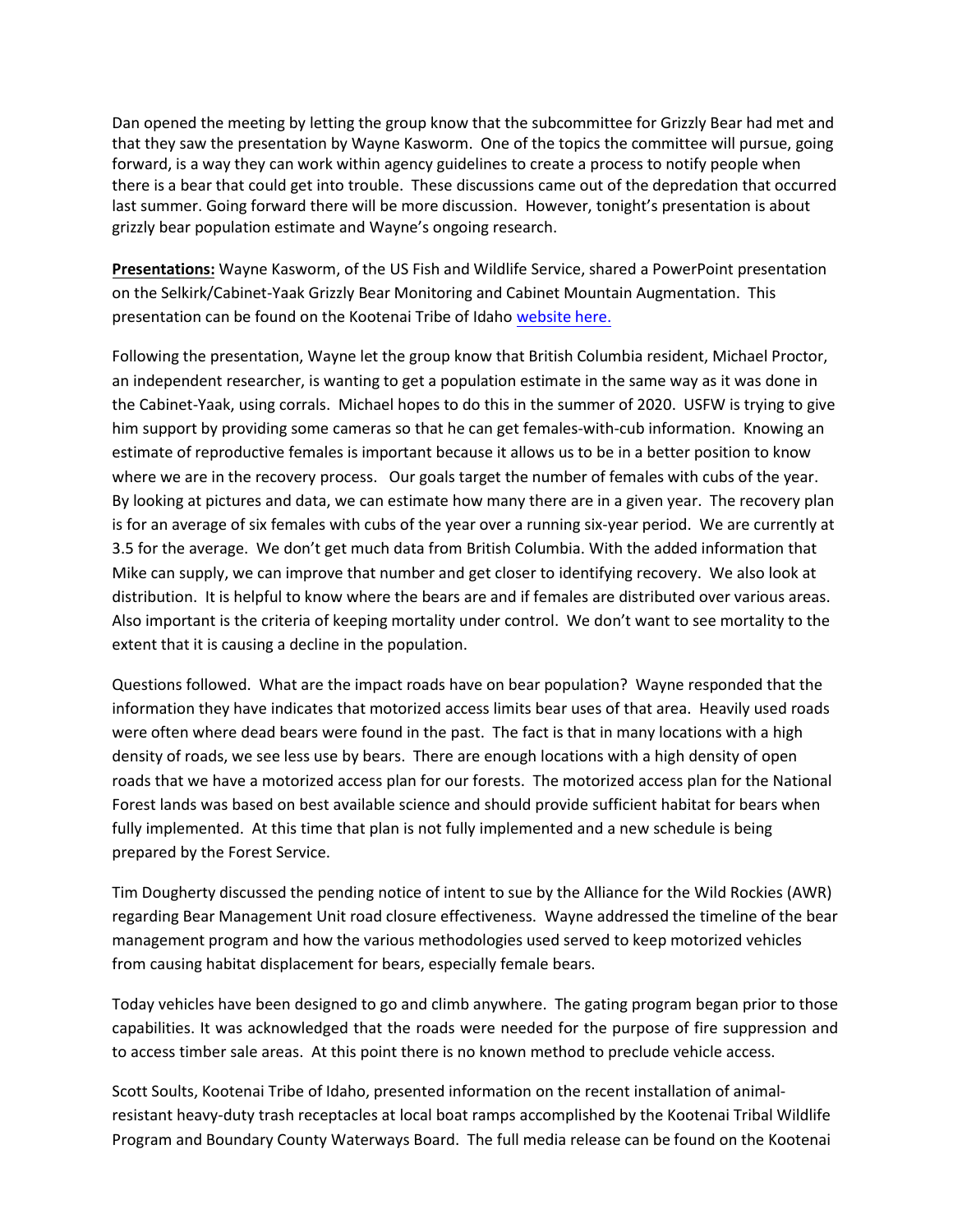Dan opened the meeting by letting the group know that the subcommittee for Grizzly Bear had met and that they saw the presentation by Wayne Kasworm. One of the topics the committee will pursue, going forward, is a way they can work within agency guidelines to create a process to notify people when there is a bear that could get into trouble. These discussions came out of the depredation that occurred last summer. Going forward there will be more discussion. However, tonight's presentation is about grizzly bear population estimate and Wayne's ongoing research.

**Presentations:** Wayne Kasworm, of the US Fish and Wildlife Service, shared a PowerPoint presentation on the Selkirk/Cabinet-Yaak Grizzly Bear Monitoring and Cabinet Mountain Augmentation. This presentation can be found on the Kootenai Tribe of Idaho website here.

Following the presentation, Wayne let the group know that British Columbia resident, Michael Proctor, an independent researcher, is wanting to get a population estimate in the same way as it was done in the Cabinet-Yaak, using corrals. Michael hopes to do this in the summer of 2020. USFW is trying to give him support by providing some cameras so that he can get females-with-cub information. Knowing an estimate of reproductive females is important because it allows us to be in a better position to know where we are in the recovery process. Our goals target the number of females with cubs of the year. By looking at pictures and data, we can estimate how many there are in a given year. The recovery plan is for an average of six females with cubs of the year over a running six-year period. We are currently at 3.5 for the average. We don't get much data from British Columbia. With the added information that Mike can supply, we can improve that number and get closer to identifying recovery. We also look at distribution. It is helpful to know where the bears are and if females are distributed over various areas. Also important is the criteria of keeping mortality under control. We don't want to see mortality to the extent that it is causing a decline in the population.

Questions followed. What are the impact roads have on bear population? Wayne responded that the information they have indicates that motorized access limits bear uses of that area. Heavily used roads were often where dead bears were found in the past. The fact is that in many locations with a high density of roads, we see less use by bears. There are enough locations with a high density of open roads that we have a motorized access plan for our forests. The motorized access plan for the National Forest lands was based on best available science and should provide sufficient habitat for bears when fully implemented. At this time that plan is not fully implemented and a new schedule is being prepared by the Forest Service.

Tim Dougherty discussed the pending notice of intent to sue by the Alliance for the Wild Rockies (AWR) regarding Bear Management Unit road closure effectiveness. Wayne addressed the timeline of the bear management program and how the various methodologies used served to keep motorized vehicles from causing habitat displacement for bears, especially female bears.

Today vehicles have been designed to go and climb anywhere. The gating program began prior to those capabilities. It was acknowledged that the roads were needed for the purpose of fire suppression and to access timber sale areas. At this point there is no known method to preclude vehicle access.

Scott Soults, Kootenai Tribe of Idaho, presented information on the recent installation of animal-resistant heavy-duty trash receptacles at local boat ramps accomplished by the Kootenai Tribal Wildlife Program and Boundary County Waterways Board. The full media release can be found on the Kootenai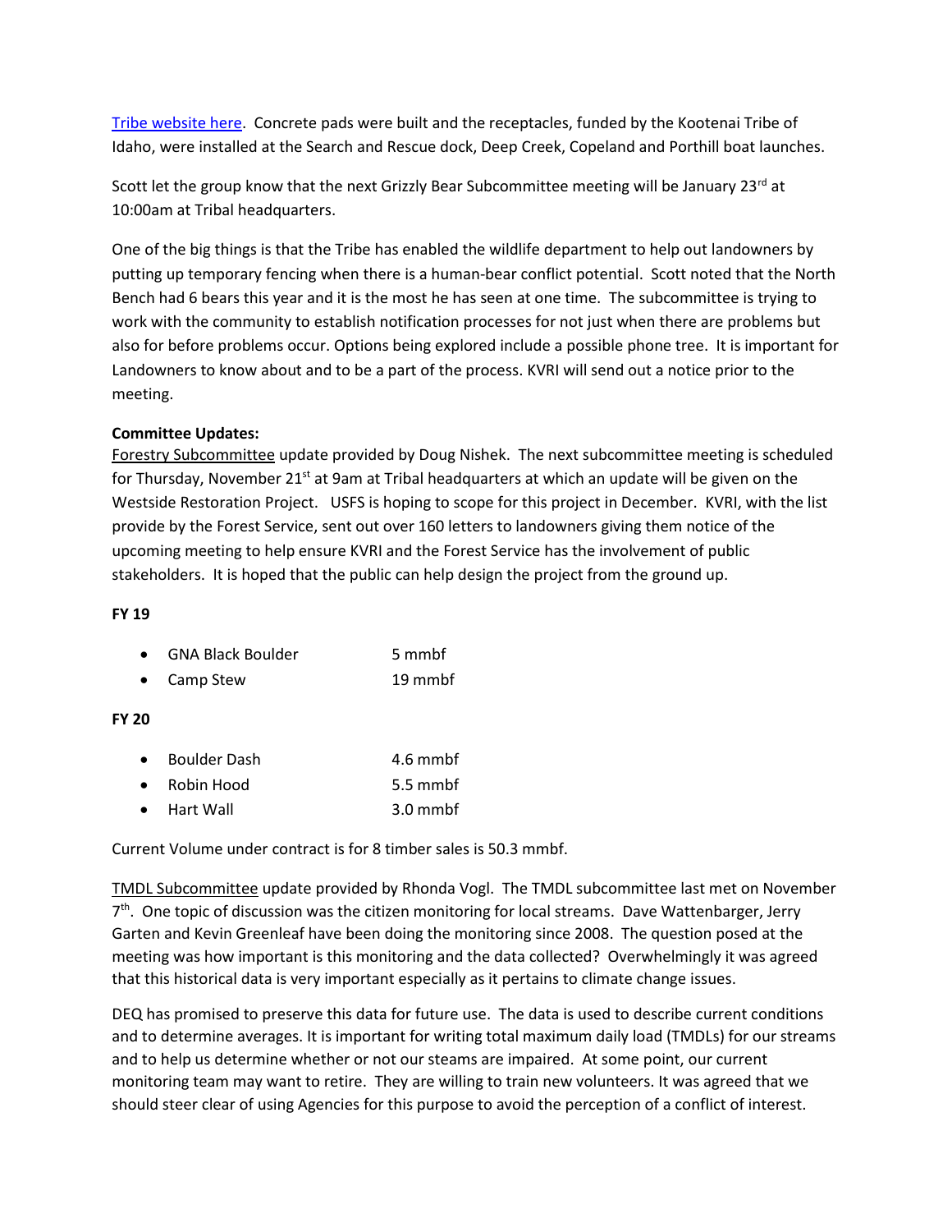[Tribe website here](). Concrete pads were built and the receptacles, funded by the Kootenai Tribe of Idaho, were installed at the Search and Rescue dock, Deep Creek, Copeland and Porthill boat launches.

Scott let the group know that the next Grizzly Bear Subcommittee meeting will be January 23rd at 10:00am at Tribal headquarters.

One of the big things is that the Tribe has enabled the wildlife department to help out landowners by putting up temporary fencing when there is a human-bear conflict potential. Scott noted that the North Bench had 6 bears this year and it is the most he has seen at one time. The subcommittee is trying to work with the community to establish notification processes for not just when there are problems but also for before problems occur. Options being explored include a possible phone tree. It is important for Landowners to know about and to be a part of the process. KVRI will send out a notice prior to the meeting.

**Committee Updates:**

Forestry Subcommittee update provided by Doug Nishek. The next subcommittee meeting is scheduled for Thursday, November 21st at 9am at Tribal headquarters at which an update will be given on the Westside Restoration Project. USFS is hoping to scope for this project in December. KVRI, with the list provide by the Forest Service, sent out over 160 letters to landowners giving them notice of the upcoming meeting to help ensure KVRI and the Forest Service has the involvement of public stakeholders. It is hoped that the public can help design the project from the ground up.

**FY 19**

- GNA Black Boulder 5 mmbf
- Camp Stew 19 mmbf

**FY 20**

- Boulder Dash 4.6 mmbf
- Robin Hood 5.5 mmbf
- Hart Wall 3.0 mmbf

Current Volume under contract is for 8 timber sales is 50.3 mmbf.

TMDL Subcommittee update provided by Rhonda Vogl. The TMDL subcommittee last met on November 7th. One topic of discussion was the citizen monitoring for local streams. Dave Wattenbarger, Jerry Garten and Kevin Greenleaf have been doing the monitoring since 2008. The question posed at the meeting was how important is this monitoring and the data collected? Overwhelmingly it was agreed that this historical data is very important especially as it pertains to climate change issues.

DEQ has promised to preserve this data for future use. The data is used to describe current conditions and to determine averages. It is important for writing total maximum daily load (TMDLs) for our streams and to help us determine whether or not our steams are impaired. At some point, our current monitoring team may want to retire. They are willing to train new volunteers. It was agreed that we should steer clear of using Agencies for this purpose to avoid the perception of a conflict of interest.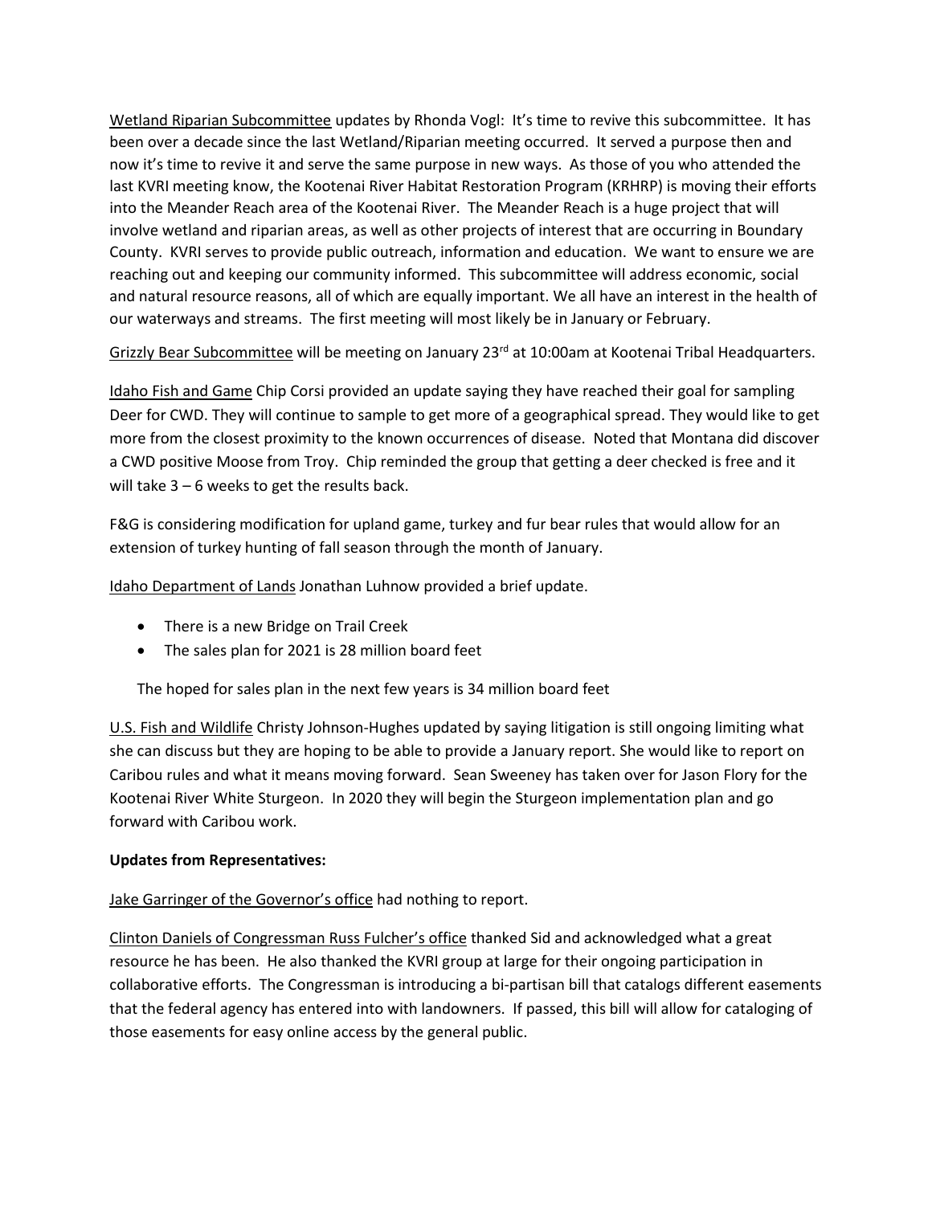Wetland Riparian Subcommittee updates by Rhonda Vogl: It's time to revive this subcommittee. It has been over a decade since the last Wetland/Riparian meeting occurred. It served a purpose then and now it's time to revive it and serve the same purpose in new ways. As those of you who attended the last KVRI meeting know, the Kootenai River Habitat Restoration Program (KRHRP) is moving their efforts into the Meander Reach area of the Kootenai River. The Meander Reach is a huge project that will involve wetland and riparian areas, as well as other projects of interest that are occurring in Boundary County. KVRI serves to provide public outreach, information and education. We want to ensure we are reaching out and keeping our community informed. This subcommittee will address economic, social and natural resource reasons, all of which are equally important. We all have an interest in the health of our waterways and streams. The first meeting will most likely be in January or February.

Grizzly Bear Subcommittee will be meeting on January 23rd at 10:00am at Kootenai Tribal Headquarters.

Idaho Fish and Game Chip Corsi provided an update saying they have reached their goal for sampling Deer for CWD. They will continue to sample to get more of a geographical spread. They would like to get more from the closest proximity to the known occurrences of disease. Noted that Montana did discover a CWD positive Moose from Troy. Chip reminded the group that getting a deer checked is free and it will take 3 – 6 weeks to get the results back.

F&G is considering modification for upland game, turkey and fur bear rules that would allow for an extension of turkey hunting of fall season through the month of January.

Idaho Department of Lands Jonathan Luhnow provided a brief update.

- There is a new Bridge on Trail Creek
- The sales plan for 2021 is 28 million board feet

The hoped for sales plan in the next few years is 34 million board feet

U.S. Fish and Wildlife Christy Johnson-Hughes updated by saying litigation is still ongoing limiting what she can discuss but they are hoping to be able to provide a January report. She would like to report on Caribou rules and what it means moving forward. Sean Sweeney has taken over for Jason Flory for the Kootenai River White Sturgeon. In 2020 they will begin the Sturgeon implementation plan and go forward with Caribou work.

**Updates from Representatives:**

Jake Garringer of the Governor's office had nothing to report.

Clinton Daniels of Congressman Russ Fulcher's office thanked Sid and acknowledged what a great resource he has been. He also thanked the KVRI group at large for their ongoing participation in collaborative efforts. The Congressman is introducing a bi-partisan bill that catalogs different easements that the federal agency has entered into with landowners. If passed, this bill will allow for cataloging of those easements for easy online access by the general public.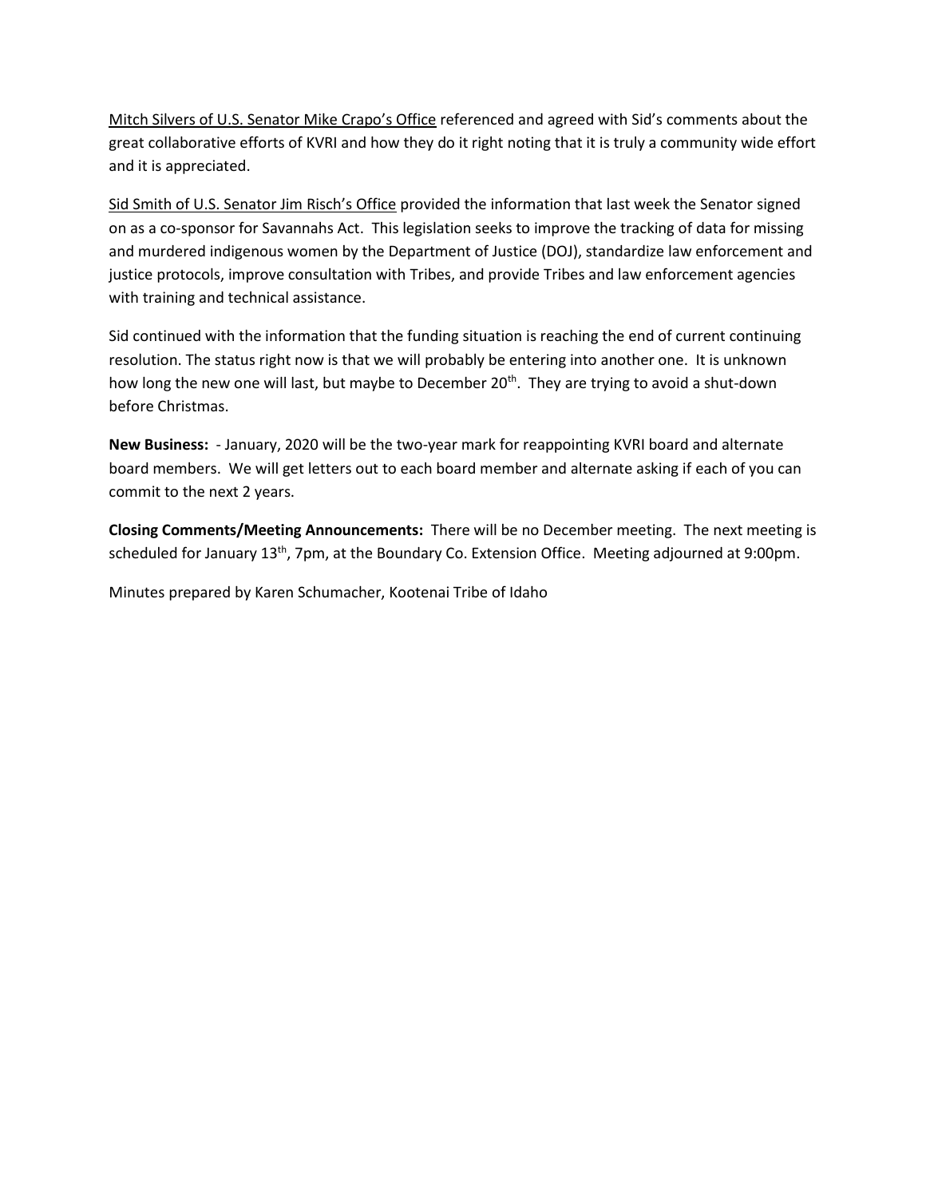Mitch Silvers of U.S. Senator Mike Crapo's Office referenced and agreed with Sid's comments about the great collaborative efforts of KVRI and how they do it right noting that it is truly a community wide effort and it is appreciated.

Sid Smith of U.S. Senator Jim Risch's Office provided the information that last week the Senator signed on as a co-sponsor for Savannahs Act. This legislation seeks to improve the tracking of data for missing and murdered indigenous women by the Department of Justice (DOJ), standardize law enforcement and justice protocols, improve consultation with Tribes, and provide Tribes and law enforcement agencies with training and technical assistance.

Sid continued with the information that the funding situation is reaching the end of current continuing resolution. The status right now is that we will probably be entering into another one. It is unknown how long the new one will last, but maybe to December 20th. They are trying to avoid a shut-down before Christmas.

**New Business:** - January, 2020 will be the two-year mark for reappointing KVRI board and alternate board members. We will get letters out to each board member and alternate asking if each of you can commit to the next 2 years.

**Closing Comments/Meeting Announcements:** There will be no December meeting. The next meeting is scheduled for January 13th, 7pm, at the Boundary Co. Extension Office. Meeting adjourned at 9:00pm.

Minutes prepared by Karen Schumacher, Kootenai Tribe of Idaho